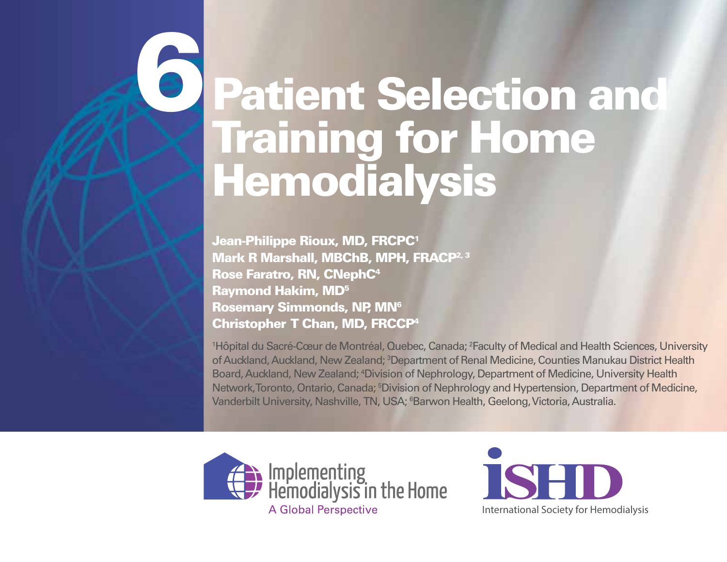# 6 Patient Selection and Training for Home Hemodialysis

**Jean-Philippe Rioux, MD, FRCPC[1]**
**Mark R Marshall, MBChB, MPH, FRACP[2, 3]**
**Rose Faratro, RN, CNephC[4]**
**Raymond Hakim, MD[5]**
**Rosemary Simmonds, NP, MN[6]**
**Christopher T Chan, MD, FRCCP[4]**

[1]Hôpital du Sacré-Cœur de Montréal, Quebec, Canada; [2]Faculty of Medical and Health Sciences, University of Auckland, Auckland, New Zealand; [3]Department of Renal Medicine, Counties Manukau District Health Board, Auckland, New Zealand; [4]Division of Nephrology, Department of Medicine, University Health Network, Toronto, Ontario, Canada; [5]Division of Nephrology and Hypertension, Department of Medicine, Vanderbilt University, Nashville, TN, USA; [6]Barwon Health, Geelong, Victoria, Australia.

Implementing Hemodialysis in the Home
A Global Perspective

ISHD
International Society for Hemodialysis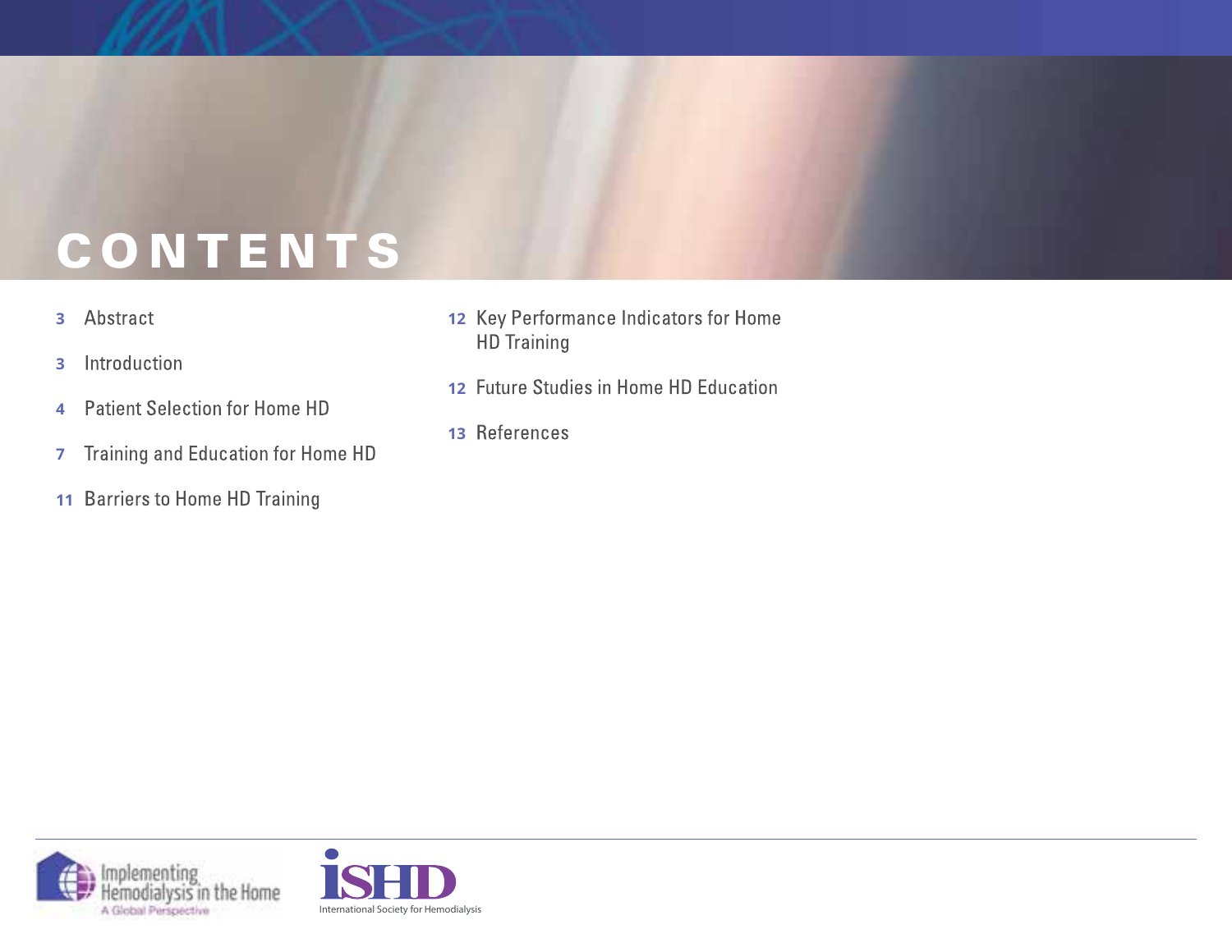# CONTENTS

3 Abstract

3 Introduction

4 Patient Selection for Home HD

7 Training and Education for Home HD

11 Barriers to Home HD Training

12 Key Performance Indicators for Home HD Training

12 Future Studies in Home HD Education

13 References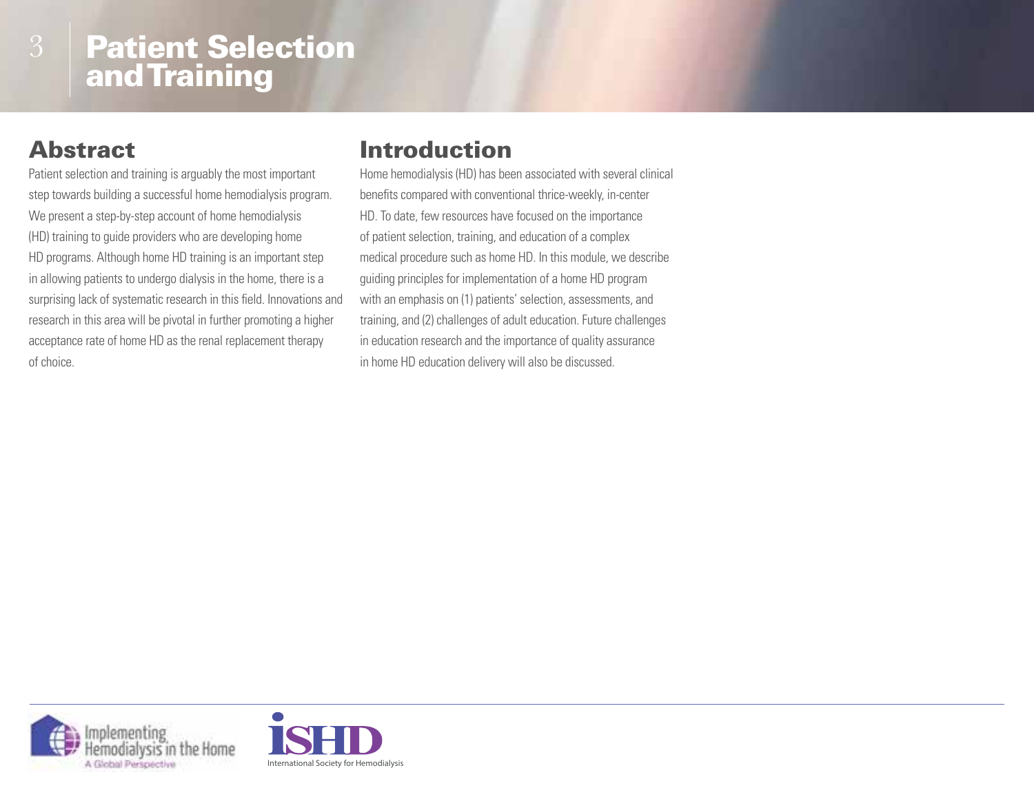# Patient Selection and Training

## Abstract

Patient selection and training is arguably the most important step towards building a successful home hemodialysis program. We present a step-by-step account of home hemodialysis (HD) training to guide providers who are developing home HD programs. Although home HD training is an important step in allowing patients to undergo dialysis in the home, there is a surprising lack of systematic research in this field. Innovations and research in this area will be pivotal in further promoting a higher acceptance rate of home HD as the renal replacement therapy of choice.

## Introduction

Home hemodialysis (HD) has been associated with several clinical benefits compared with conventional thrice-weekly, in-center HD. To date, few resources have focused on the importance of patient selection, training, and education of a complex medical procedure such as home HD. In this module, we describe guiding principles for implementation of a home HD program with an emphasis on (1) patients' selection, assessments, and training, and (2) challenges of adult education. Future challenges in education research and the importance of quality assurance in home HD education delivery will also be discussed.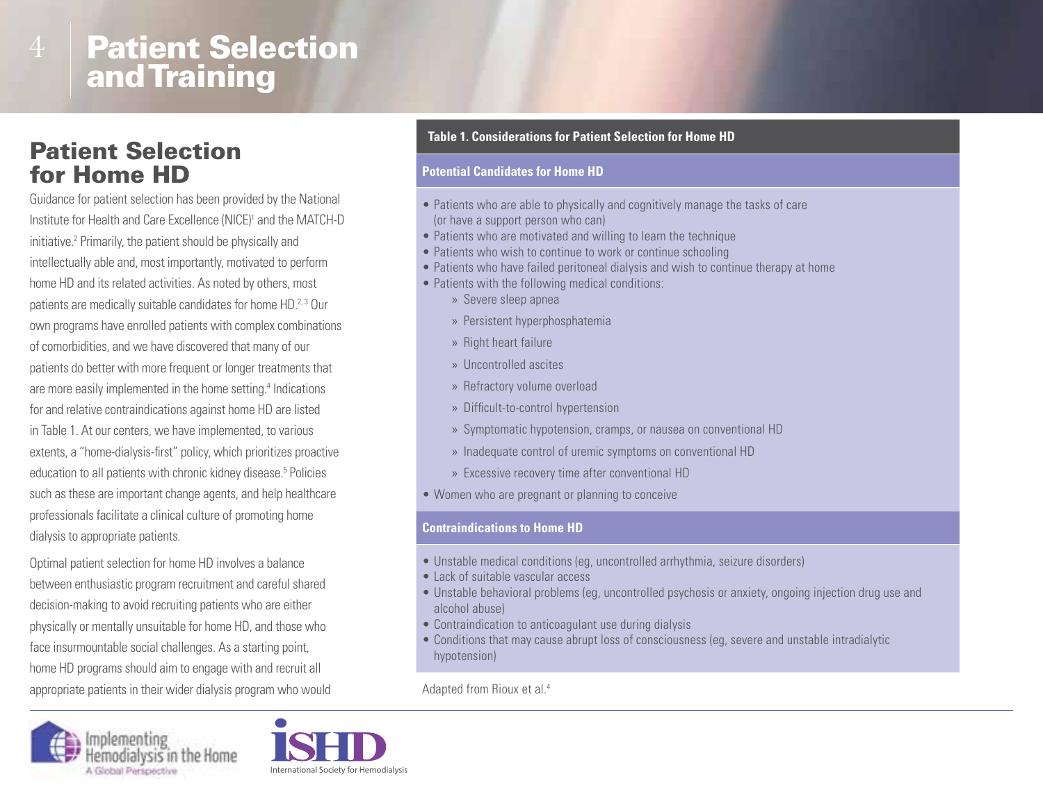# Patient Selection and Training

## Patient Selection for Home HD

Guidance for patient selection has been provided by the National Institute for Health and Care Excellence (NICE)[1] and the MATCH-D initiative.[2] Primarily, the patient should be physically and intellectually able and, most importantly, motivated to perform home HD and its related activities. As noted by others, most patients are medically suitable candidates for home HD.[2,3] Our own programs have enrolled patients with complex combinations of comorbidities, and we have discovered that many of our patients do better with more frequent or longer treatments that are more easily implemented in the home setting.[4] Indications for and relative contraindications against home HD are listed in Table 1. At our centers, we have implemented, to various extents, a "home-dialysis-first" policy, which prioritizes proactive education to all patients with chronic kidney disease.[5] Policies such as these are important change agents, and help healthcare professionals facilitate a clinical culture of promoting home dialysis to appropriate patients.

Optimal patient selection for home HD involves a balance between enthusiastic program recruitment and careful shared decision-making to avoid recruiting patients who are either physically or mentally unsuitable for home HD, and those who face insurmountable social challenges. As a starting point, home HD programs should aim to engage with and recruit all appropriate patients in their wider dialysis program who would

**Table 1. Considerations for Patient Selection for Home HD**

**Potential Candidates for Home HD**

- Patients who are able to physically and cognitively manage the tasks of care (or have a support person who can)
- Patients who are motivated and willing to learn the technique
- Patients who wish to continue to work or continue schooling
- Patients who have failed peritoneal dialysis and wish to continue therapy at home
- Patients with the following medical conditions:
  - Severe sleep apnea
  - Persistent hyperphosphatemia
  - Right heart failure
  - Uncontrolled ascites
  - Refractory volume overload
  - Difficult-to-control hypertension
  - Symptomatic hypotension, cramps, or nausea on conventional HD
  - Inadequate control of uremic symptoms on conventional HD
  - Excessive recovery time after conventional HD
- Women who are pregnant or planning to conceive

**Contraindications to Home HD**

- Unstable medical conditions (eg, uncontrolled arrhythmia, seizure disorders)
- Lack of suitable vascular access
- Unstable behavioral problems (eg, uncontrolled psychosis or anxiety, ongoing injection drug use and alcohol abuse)
- Contraindication to anticoagulant use during dialysis
- Conditions that may cause abrupt loss of consciousness (eg, severe and unstable intradialytic hypotension)

Adapted from Rioux et al.[4]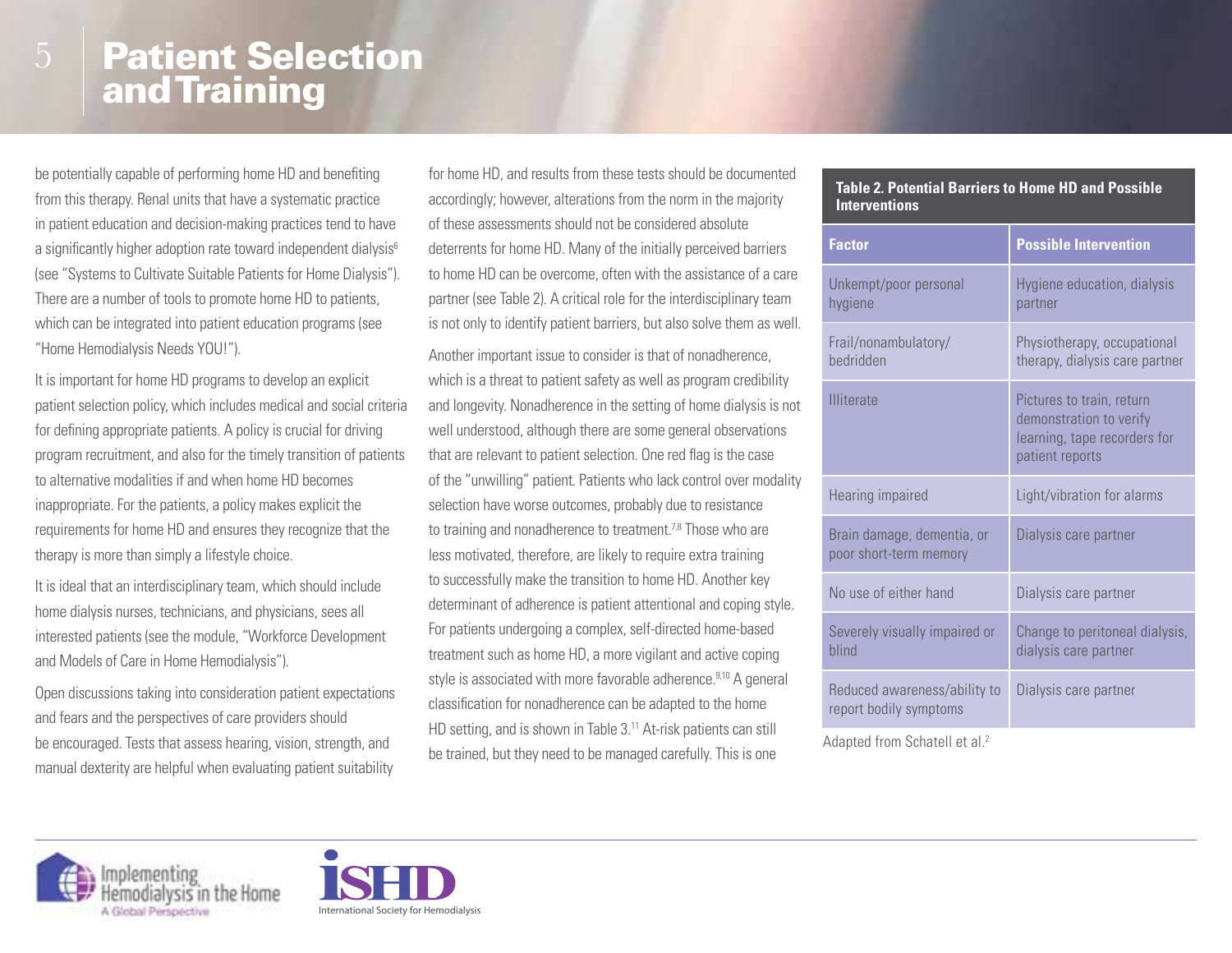# Patient Selection and Training

be potentially capable of performing home HD and benefiting from this therapy. Renal units that have a systematic practice in patient education and decision-making practices tend to have a significantly higher adoption rate toward independent dialysis[6] (see "Systems to Cultivate Suitable Patients for Home Dialysis"). There are a number of tools to promote home HD to patients, which can be integrated into patient education programs (see "Home Hemodialysis Needs YOU!").

It is important for home HD programs to develop an explicit patient selection policy, which includes medical and social criteria for defining appropriate patients. A policy is crucial for driving program recruitment, and also for the timely transition of patients to alternative modalities if and when home HD becomes inappropriate. For the patients, a policy makes explicit the requirements for home HD and ensures they recognize that the therapy is more than simply a lifestyle choice.

It is ideal that an interdisciplinary team, which should include home dialysis nurses, technicians, and physicians, sees all interested patients (see the module, "Workforce Development and Models of Care in Home Hemodialysis").

Open discussions taking into consideration patient expectations and fears and the perspectives of care providers should be encouraged. Tests that assess hearing, vision, strength, and manual dexterity are helpful when evaluating patient suitability for home HD, and results from these tests should be documented accordingly; however, alterations from the norm in the majority of these assessments should not be considered absolute deterrents for home HD. Many of the initially perceived barriers to home HD can be overcome, often with the assistance of a care partner (see Table 2). A critical role for the interdisciplinary team is not only to identify patient barriers, but also solve them as well.

Another important issue to consider is that of nonadherence, which is a threat to patient safety as well as program credibility and longevity. Nonadherence in the setting of home dialysis is not well understood, although there are some general observations that are relevant to patient selection. One red flag is the case of the "unwilling" patient. Patients who lack control over modality selection have worse outcomes, probably due to resistance to training and nonadherence to treatment.[7,8] Those who are less motivated, therefore, are likely to require extra training to successfully make the transition to home HD. Another key determinant of adherence is patient attentional and coping style. For patients undergoing a complex, self-directed home-based treatment such as home HD, a more vigilant and active coping style is associated with more favorable adherence.[9,10] A general classification for nonadherence can be adapted to the home HD setting, and is shown in Table 3.[11] At-risk patients can still be trained, but they need to be managed carefully. This is one

**Table 2. Potential Barriers to Home HD and Possible Interventions**

| Factor | Possible Intervention |
|---|---|
| Unkempt/poor personal hygiene | Hygiene education, dialysis partner |
| Frail/nonambulatory/bedridden | Physiotherapy, occupational therapy, dialysis care partner |
| Illiterate | Pictures to train, return demonstration to verify learning, tape recorders for patient reports |
| Hearing impaired | Light/vibration for alarms |
| Brain damage, dementia, or poor short-term memory | Dialysis care partner |
| No use of either hand | Dialysis care partner |
| Severely visually impaired or blind | Change to peritoneal dialysis, dialysis care partner |
| Reduced awareness/ability to report bodily symptoms | Dialysis care partner |

Adapted from Schatell et al.[2]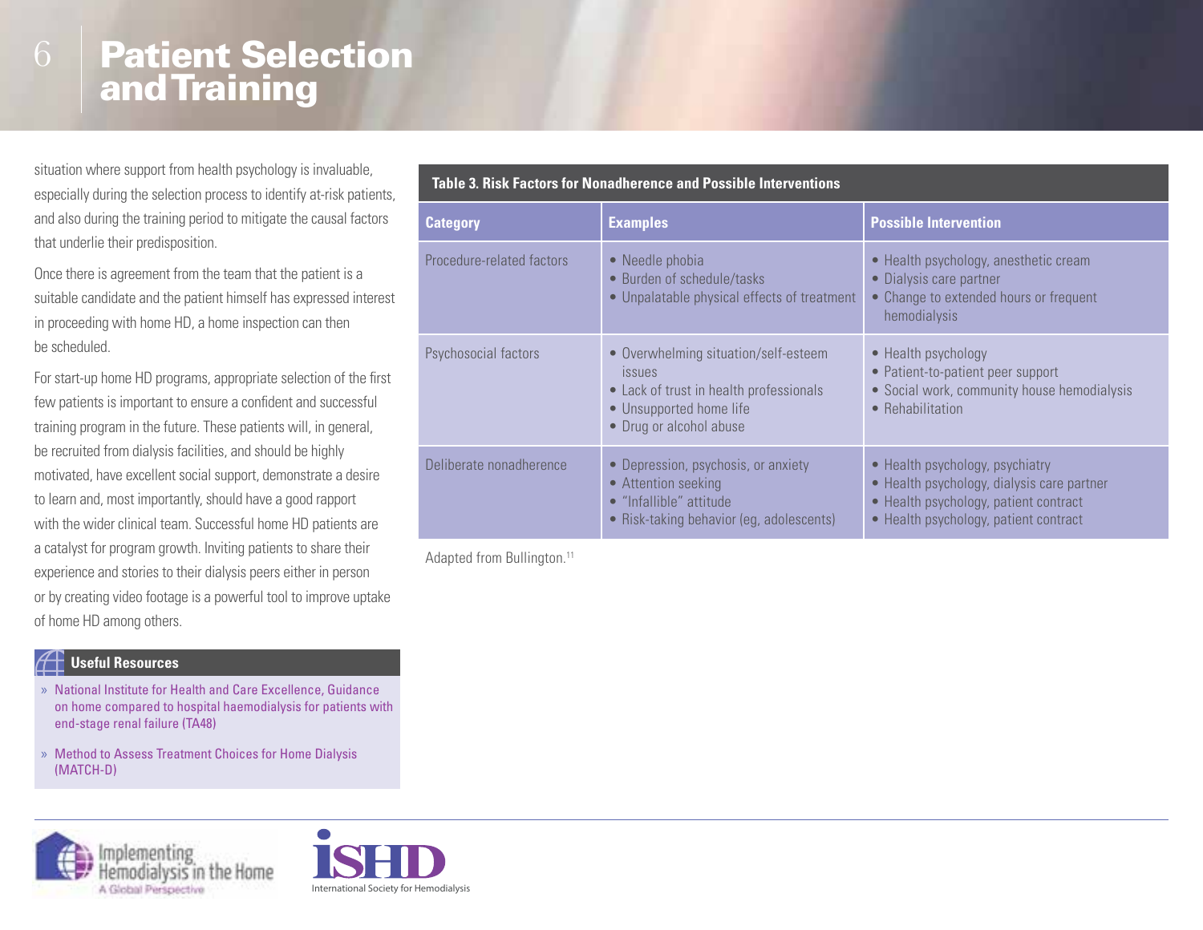situation where support from health psychology is invaluable, especially during the selection process to identify at-risk patients, and also during the training period to mitigate the causal factors that underlie their predisposition.

Once there is agreement from the team that the patient is a suitable candidate and the patient himself has expressed interest in proceeding with home HD, a home inspection can then be scheduled.

For start-up home HD programs, appropriate selection of the first few patients is important to ensure a confident and successful training program in the future. These patients will, in general, be recruited from dialysis facilities, and should be highly motivated, have excellent social support, demonstrate a desire to learn and, most importantly, should have a good rapport with the wider clinical team. Successful home HD patients are a catalyst for program growth. Inviting patients to share their experience and stories to their dialysis peers either in person or by creating video footage is a powerful tool to improve uptake of home HD among others.

**Useful Resources**

- National Institute for Health and Care Excellence, Guidance on home compared to hospital haemodialysis for patients with end-stage renal failure (TA48)
- Method to Assess Treatment Choices for Home Dialysis (MATCH-D)

**Table 3. Risk Factors for Nonadherence and Possible Interventions**

| Category | Examples | Possible Intervention |
| --- | --- | --- |
| Procedure-related factors | • Needle phobia<br>• Burden of schedule/tasks<br>• Unpalatable physical effects of treatment | • Health psychology, anesthetic cream<br>• Dialysis care partner<br>• Change to extended hours or frequent hemodialysis |
| Psychosocial factors | • Overwhelming situation/self-esteem issues<br>• Lack of trust in health professionals<br>• Unsupported home life<br>• Drug or alcohol abuse | • Health psychology<br>• Patient-to-patient peer support<br>• Social work, community house hemodialysis<br>• Rehabilitation |
| Deliberate nonadherence | • Depression, psychosis, or anxiety<br>• Attention seeking<br>• "Infallible" attitude<br>• Risk-taking behavior (eg, adolescents) | • Health psychology, psychiatry<br>• Health psychology, dialysis care partner<br>• Health psychology, patient contract<br>• Health psychology, patient contract |

Adapted from Bullington.[11]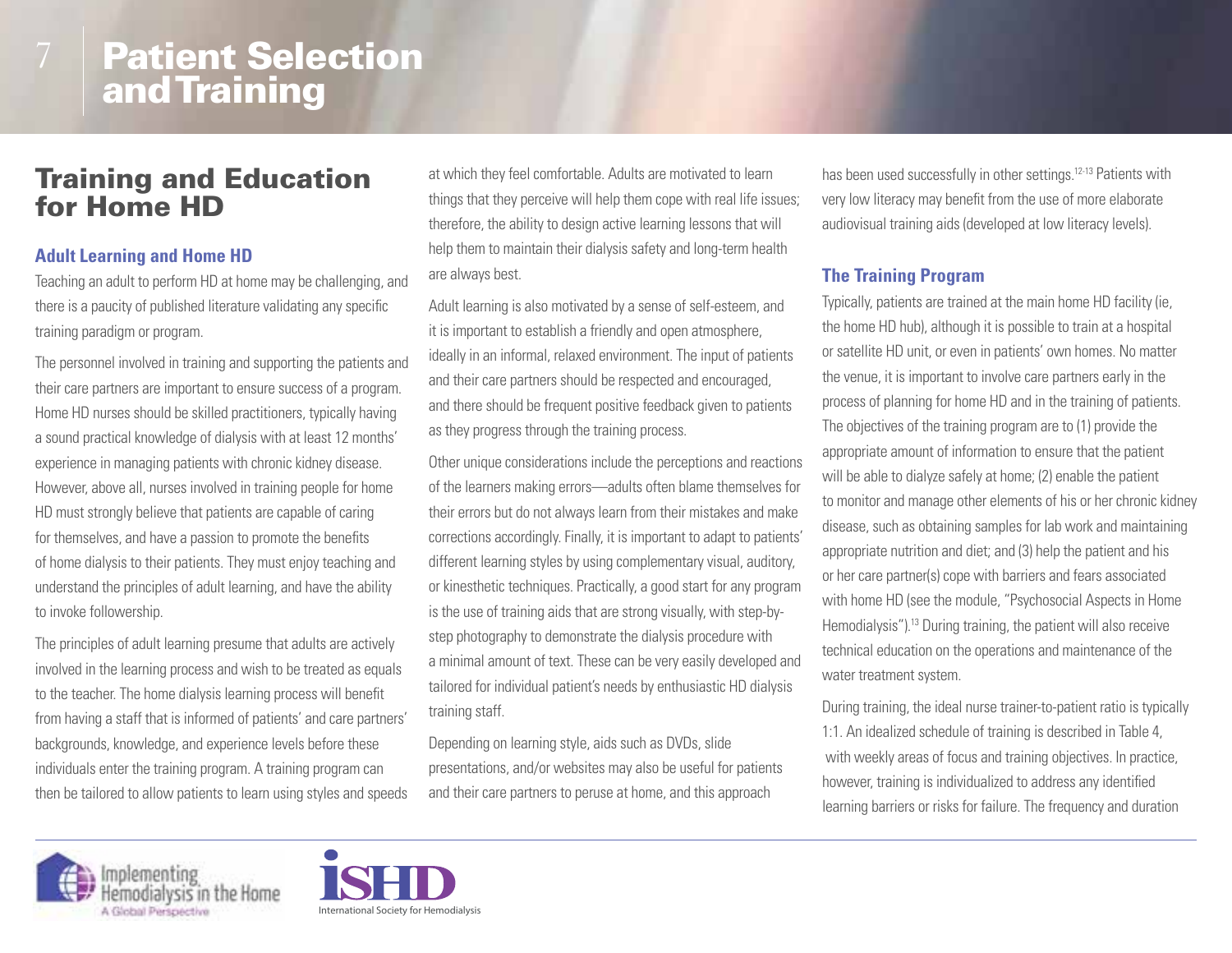# Patient Selection and Training

## Training and Education for Home HD

### Adult Learning and Home HD

Teaching an adult to perform HD at home may be challenging, and there is a paucity of published literature validating any specific training paradigm or program.

The personnel involved in training and supporting the patients and their care partners are important to ensure success of a program. Home HD nurses should be skilled practitioners, typically having a sound practical knowledge of dialysis with at least 12 months' experience in managing patients with chronic kidney disease. However, above all, nurses involved in training people for home HD must strongly believe that patients are capable of caring for themselves, and have a passion to promote the benefits of home dialysis to their patients. They must enjoy teaching and understand the principles of adult learning, and have the ability to invoke followership.

The principles of adult learning presume that adults are actively involved in the learning process and wish to be treated as equals to the teacher. The home dialysis learning process will benefit from having a staff that is informed of patients' and care partners' backgrounds, knowledge, and experience levels before these individuals enter the training program. A training program can then be tailored to allow patients to learn using styles and speeds at which they feel comfortable. Adults are motivated to learn things that they perceive will help them cope with real life issues; therefore, the ability to design active learning lessons that will help them to maintain their dialysis safety and long-term health are always best.

Adult learning is also motivated by a sense of self-esteem, and it is important to establish a friendly and open atmosphere, ideally in an informal, relaxed environment. The input of patients and their care partners should be respected and encouraged, and there should be frequent positive feedback given to patients as they progress through the training process.

Other unique considerations include the perceptions and reactions of the learners making errors—adults often blame themselves for their errors but do not always learn from their mistakes and make corrections accordingly. Finally, it is important to adapt to patients' different learning styles by using complementary visual, auditory, or kinesthetic techniques. Practically, a good start for any program is the use of training aids that are strong visually, with step-by-step photography to demonstrate the dialysis procedure with a minimal amount of text. These can be very easily developed and tailored for individual patient's needs by enthusiastic HD dialysis training staff.

Depending on learning style, aids such as DVDs, slide presentations, and/or websites may also be useful for patients and their care partners to peruse at home, and this approach has been used successfully in other settings.[12-13] Patients with very low literacy may benefit from the use of more elaborate audiovisual training aids (developed at low literacy levels).

### The Training Program

Typically, patients are trained at the main home HD facility (ie, the home HD hub), although it is possible to train at a hospital or satellite HD unit, or even in patients' own homes. No matter the venue, it is important to involve care partners early in the process of planning for home HD and in the training of patients. The objectives of the training program are to (1) provide the appropriate amount of information to ensure that the patient will be able to dialyze safely at home; (2) enable the patient to monitor and manage other elements of his or her chronic kidney disease, such as obtaining samples for lab work and maintaining appropriate nutrition and diet; and (3) help the patient and his or her care partner(s) cope with barriers and fears associated with home HD (see the module, "Psychosocial Aspects in Home Hemodialysis").[13] During training, the patient will also receive technical education on the operations and maintenance of the water treatment system.

During training, the ideal nurse trainer-to-patient ratio is typically 1:1. An idealized schedule of training is described in Table 4, with weekly areas of focus and training objectives. In practice, however, training is individualized to address any identified learning barriers or risks for failure. The frequency and duration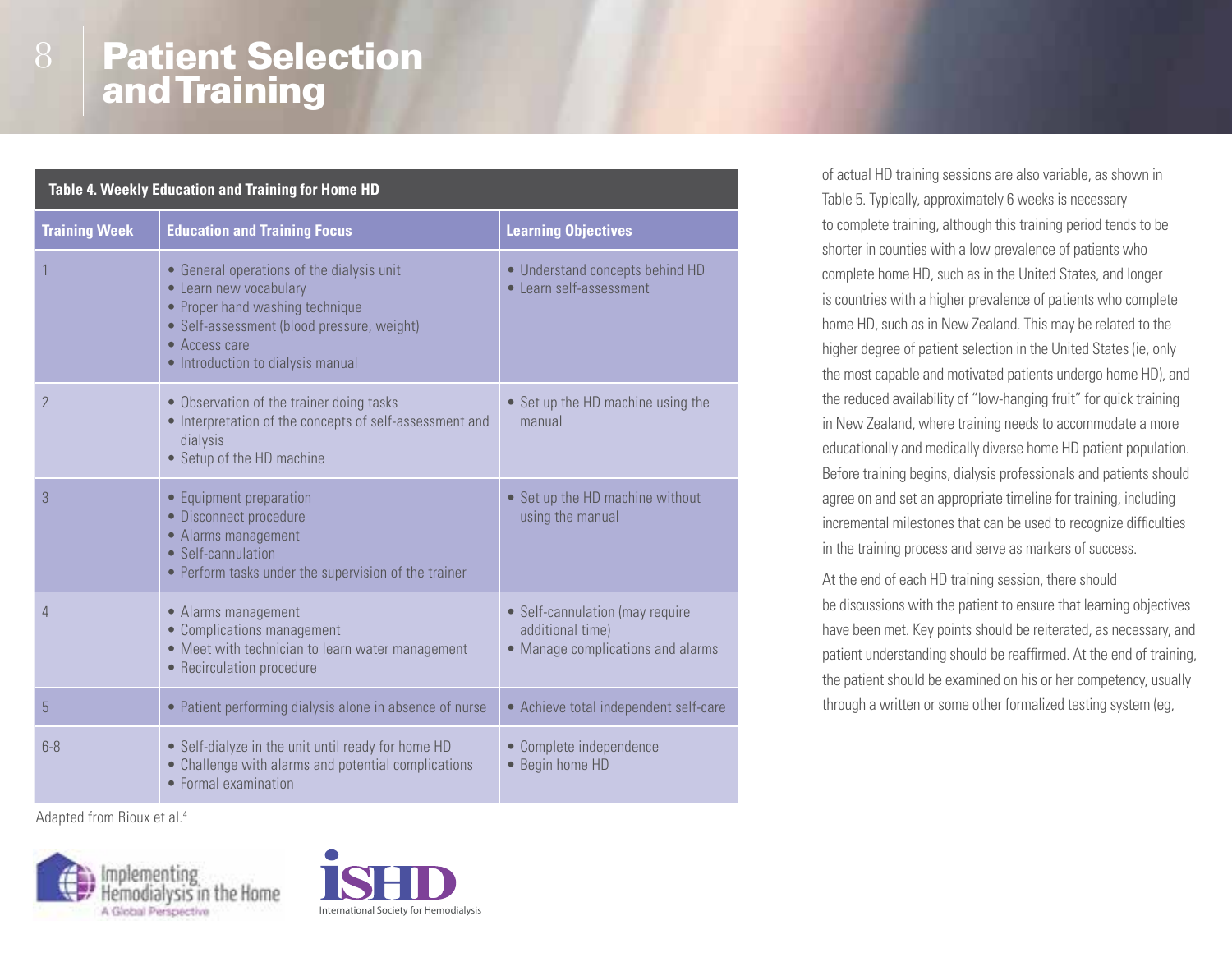# Patient Selection and Training

**Table 4. Weekly Education and Training for Home HD**

| Training Week | Education and Training Focus | Learning Objectives |
|---|---|---|
| 1 | • General operations of the dialysis unit<br>• Learn new vocabulary<br>• Proper hand washing technique<br>• Self-assessment (blood pressure, weight)<br>• Access care<br>• Introduction to dialysis manual | • Understand concepts behind HD<br>• Learn self-assessment |
| 2 | • Observation of the trainer doing tasks<br>• Interpretation of the concepts of self-assessment and dialysis<br>• Setup of the HD machine | • Set up the HD machine using the manual |
| 3 | • Equipment preparation<br>• Disconnect procedure<br>• Alarms management<br>• Self-cannulation<br>• Perform tasks under the supervision of the trainer | • Set up the HD machine without using the manual |
| 4 | • Alarms management<br>• Complications management<br>• Meet with technician to learn water management<br>• Recirculation procedure | • Self-cannulation (may require additional time)<br>• Manage complications and alarms |
| 5 | • Patient performing dialysis alone in absence of nurse | • Achieve total independent self-care |
| 6-8 | • Self-dialyze in the unit until ready for home HD<br>• Challenge with alarms and potential complications<br>• Formal examination | • Complete independence<br>• Begin home HD |

Adapted from Rioux et al.[4]

of actual HD training sessions are also variable, as shown in Table 5. Typically, approximately 6 weeks is necessary to complete training, although this training period tends to be shorter in counties with a low prevalence of patients who complete home HD, such as in the United States, and longer is countries with a higher prevalence of patients who complete home HD, such as in New Zealand. This may be related to the higher degree of patient selection in the United States (ie, only the most capable and motivated patients undergo home HD), and the reduced availability of "low-hanging fruit" for quick training in New Zealand, where training needs to accommodate a more educationally and medically diverse home HD patient population. Before training begins, dialysis professionals and patients should agree on and set an appropriate timeline for training, including incremental milestones that can be used to recognize difficulties in the training process and serve as markers of success.

At the end of each HD training session, there should be discussions with the patient to ensure that learning objectives have been met. Key points should be reiterated, as necessary, and patient understanding should be reaffirmed. At the end of training, the patient should be examined on his or her competency, usually through a written or some other formalized testing system (eg,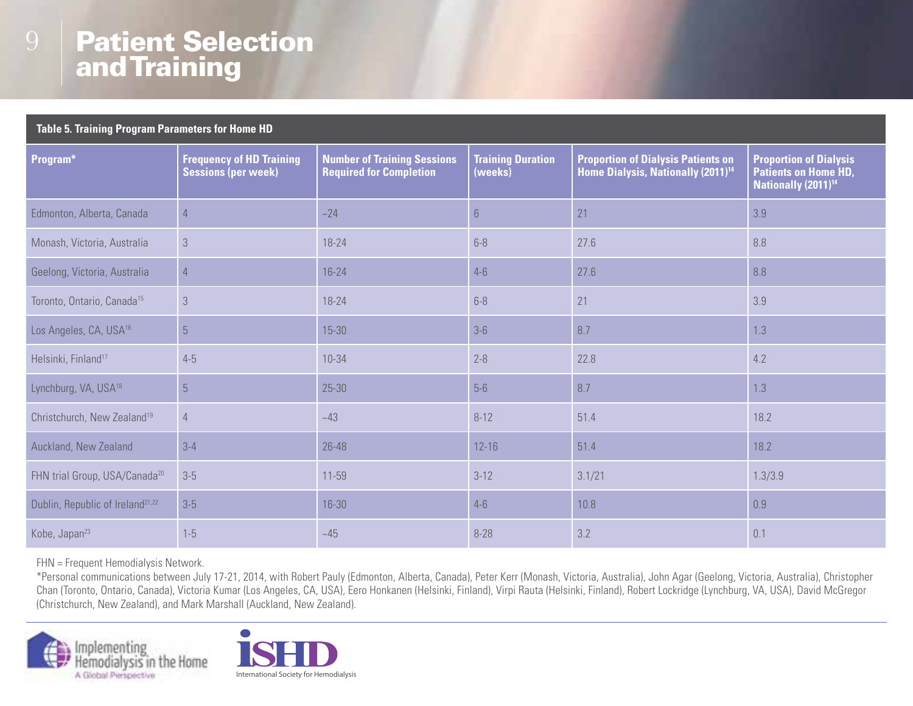# Patient Selection and Training

**Table 5. Training Program Parameters for Home HD**

| Program* | Frequency of HD Training Sessions (per week) | Number of Training Sessions Required for Completion | Training Duration (weeks) | Proportion of Dialysis Patients on Home Dialysis, Nationally (2011)[14] | Proportion of Dialysis Patients on Home HD, Nationally (2011)[14] |
|---|---|---|---|---|---|
| Edmonton, Alberta, Canada | 4 | ~24 | 6 | 21 | 3.9 |
| Monash, Victoria, Australia | 3 | 18-24 | 6-8 | 27.6 | 8.8 |
| Geelong, Victoria, Australia | 4 | 16-24 | 4-6 | 27.6 | 8.8 |
| Toronto, Ontario, Canada[15] | 3 | 18-24 | 6-8 | 21 | 3.9 |
| Los Angeles, CA, USA[16] | 5 | 15-30 | 3-6 | 8.7 | 1.3 |
| Helsinki, Finland[17] | 4-5 | 10-34 | 2-8 | 22.8 | 4.2 |
| Lynchburg, VA, USA[18] | 5 | 25-30 | 5-6 | 8.7 | 1.3 |
| Christchurch, New Zealand[19] | 4 | ~43 | 8-12 | 51.4 | 18.2 |
| Auckland, New Zealand | 3-4 | 26-48 | 12-16 | 51.4 | 18.2 |
| FHN trial Group, USA/Canada[20] | 3-5 | 11-59 | 3-12 | 3.1/21 | 1.3/3.9 |
| Dublin, Republic of Ireland[21,22] | 3-5 | 16-30 | 4-6 | 10.8 | 0.9 |
| Kobe, Japan[23] | 1-5 | ~45 | 8-28 | 3.2 | 0.1 |

FHN = Frequent Hemodialysis Network.

*Personal communications between July 17-21, 2014, with Robert Pauly (Edmonton, Alberta, Canada), Peter Kerr (Monash, Victoria, Australia), John Agar (Geelong, Victoria, Australia), Christopher Chan (Toronto, Ontario, Canada), Victoria Kumar (Los Angeles, CA, USA), Eero Honkanen (Helsinki, Finland), Virpi Rauta (Helsinki, Finland), Robert Lockridge (Lynchburg, VA, USA), David McGregor (Christchurch, New Zealand), and Mark Marshall (Auckland, New Zealand).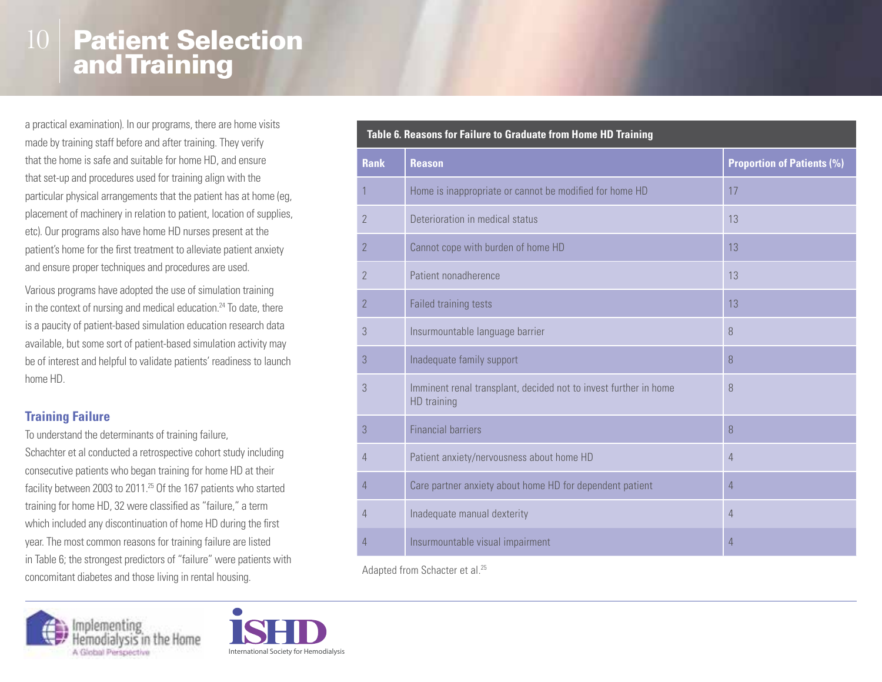a practical examination). In our programs, there are home visits made by training staff before and after training. They verify that the home is safe and suitable for home HD, and ensure that set-up and procedures used for training align with the particular physical arrangements that the patient has at home (eg, placement of machinery in relation to patient, location of supplies, etc). Our programs also have home HD nurses present at the patient's home for the first treatment to alleviate patient anxiety and ensure proper techniques and procedures are used.

Various programs have adopted the use of simulation training in the context of nursing and medical education.[24] To date, there is a paucity of patient-based simulation education research data available, but some sort of patient-based simulation activity may be of interest and helpful to validate patients' readiness to launch home HD.

### Training Failure

To understand the determinants of training failure, Schachter et al conducted a retrospective cohort study including consecutive patients who began training for home HD at their facility between 2003 to 2011.[25] Of the 167 patients who started training for home HD, 32 were classified as "failure," a term which included any discontinuation of home HD during the first year. The most common reasons for training failure are listed in Table 6; the strongest predictors of "failure" were patients with concomitant diabetes and those living in rental housing.

**Table 6. Reasons for Failure to Graduate from Home HD Training**

| Rank | Reason | Proportion of Patients (%) |
|---|---|---|
| 1 | Home is inappropriate or cannot be modified for home HD | 17 |
| 2 | Deterioration in medical status | 13 |
| 2 | Cannot cope with burden of home HD | 13 |
| 2 | Patient nonadherence | 13 |
| 2 | Failed training tests | 13 |
| 3 | Insurmountable language barrier | 8 |
| 3 | Inadequate family support | 8 |
| 3 | Imminent renal transplant, decided not to invest further in home HD training | 8 |
| 3 | Financial barriers | 8 |
| 4 | Patient anxiety/nervousness about home HD | 4 |
| 4 | Care partner anxiety about home HD for dependent patient | 4 |
| 4 | Inadequate manual dexterity | 4 |
| 4 | Insurmountable visual impairment | 4 |

Adapted from Schacter et al.[25]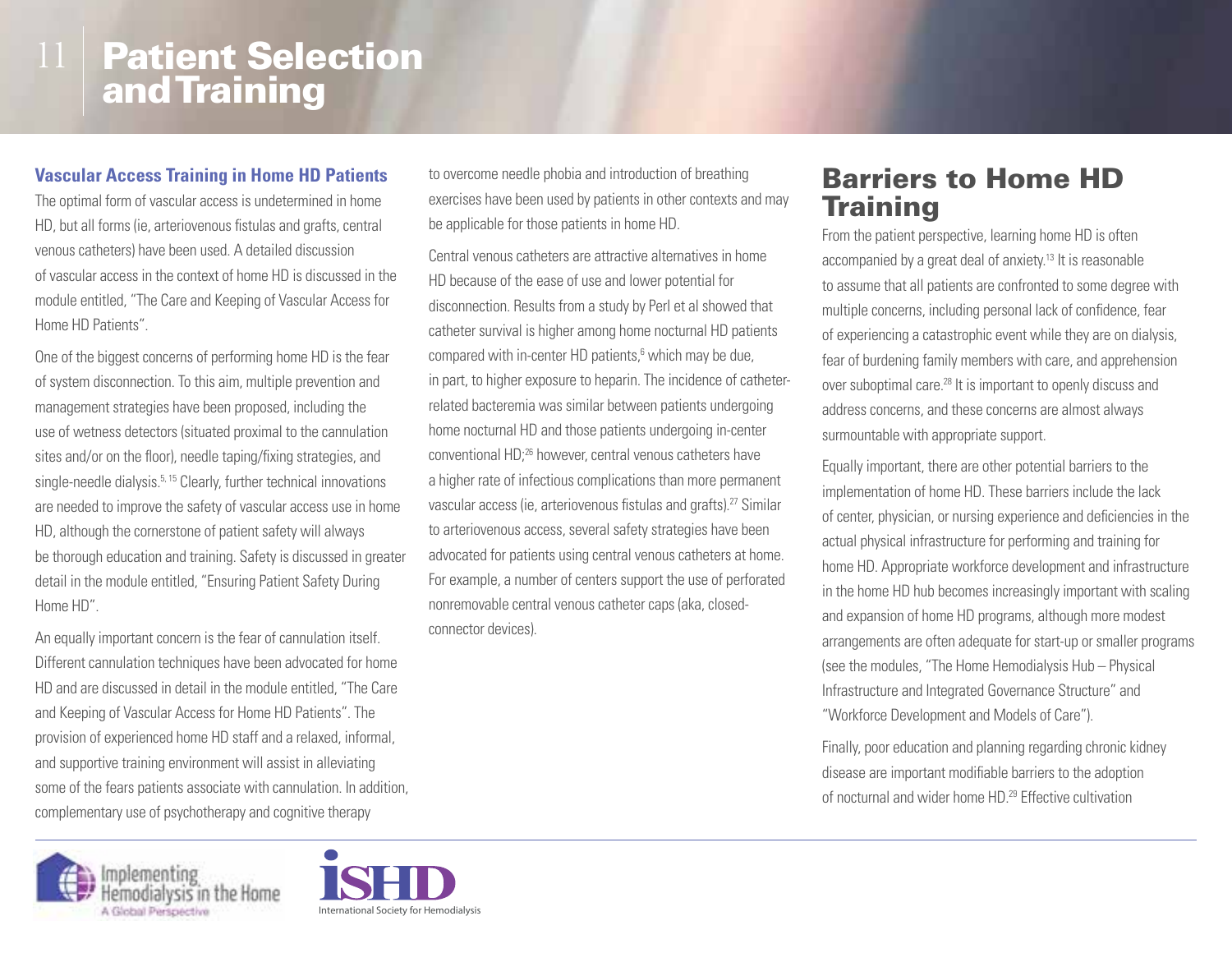# Patient Selection and Training

### Vascular Access Training in Home HD Patients

The optimal form of vascular access is undetermined in home HD, but all forms (ie, arteriovenous fistulas and grafts, central venous catheters) have been used. A detailed discussion of vascular access in the context of home HD is discussed in the module entitled, "The Care and Keeping of Vascular Access for Home HD Patients".

One of the biggest concerns of performing home HD is the fear of system disconnection. To this aim, multiple prevention and management strategies have been proposed, including the use of wetness detectors (situated proximal to the cannulation sites and/or on the floor), needle taping/fixing strategies, and single-needle dialysis.[5, 15] Clearly, further technical innovations are needed to improve the safety of vascular access use in home HD, although the cornerstone of patient safety will always be thorough education and training. Safety is discussed in greater detail in the module entitled, "Ensuring Patient Safety During Home HD".

An equally important concern is the fear of cannulation itself. Different cannulation techniques have been advocated for home HD and are discussed in detail in the module entitled, "The Care and Keeping of Vascular Access for Home HD Patients". The provision of experienced home HD staff and a relaxed, informal, and supportive training environment will assist in alleviating some of the fears patients associate with cannulation. In addition, complementary use of psychotherapy and cognitive therapy to overcome needle phobia and introduction of breathing exercises have been used by patients in other contexts and may be applicable for those patients in home HD.

Central venous catheters are attractive alternatives in home HD because of the ease of use and lower potential for disconnection. Results from a study by Perl et al showed that catheter survival is higher among home nocturnal HD patients compared with in-center HD patients,[6] which may be due, in part, to higher exposure to heparin. The incidence of catheter-related bacteremia was similar between patients undergoing home nocturnal HD and those patients undergoing in-center conventional HD;[26] however, central venous catheters have a higher rate of infectious complications than more permanent vascular access (ie, arteriovenous fistulas and grafts).[27] Similar to arteriovenous access, several safety strategies have been advocated for patients using central venous catheters at home. For example, a number of centers support the use of perforated nonremovable central venous catheter caps (aka, closed-connector devices).

## Barriers to Home HD Training

From the patient perspective, learning home HD is often accompanied by a great deal of anxiety.[13] It is reasonable to assume that all patients are confronted to some degree with multiple concerns, including personal lack of confidence, fear of experiencing a catastrophic event while they are on dialysis, fear of burdening family members with care, and apprehension over suboptimal care.[28] It is important to openly discuss and address concerns, and these concerns are almost always surmountable with appropriate support.

Equally important, there are other potential barriers to the implementation of home HD. These barriers include the lack of center, physician, or nursing experience and deficiencies in the actual physical infrastructure for performing and training for home HD. Appropriate workforce development and infrastructure in the home HD hub becomes increasingly important with scaling and expansion of home HD programs, although more modest arrangements are often adequate for start-up or smaller programs (see the modules, "The Home Hemodialysis Hub – Physical Infrastructure and Integrated Governance Structure" and "Workforce Development and Models of Care").

Finally, poor education and planning regarding chronic kidney disease are important modifiable barriers to the adoption of nocturnal and wider home HD.[29] Effective cultivation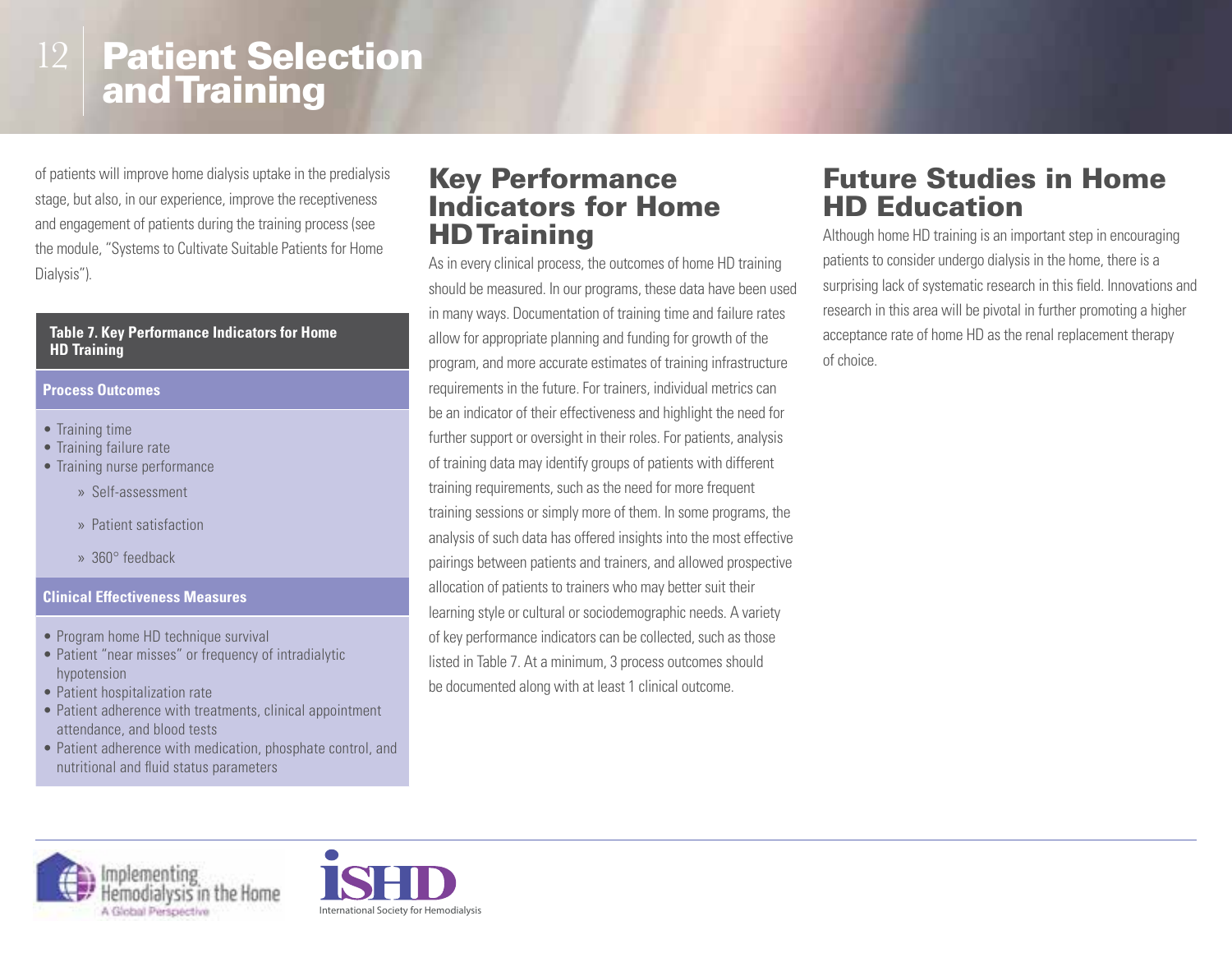of patients will improve home dialysis uptake in the predialysis stage, but also, in our experience, improve the receptiveness and engagement of patients during the training process (see the module, "Systems to Cultivate Suitable Patients for Home Dialysis").

**Table 7. Key Performance Indicators for Home HD Training**

| **Process Outcomes** |
| --- |
| • Training time<br>• Training failure rate<br>• Training nurse performance<br>  » Self-assessment<br>  » Patient satisfaction<br>  » 360° feedback |
| **Clinical Effectiveness Measures** |
| • Program home HD technique survival<br>• Patient "near misses" or frequency of intradialytic hypotension<br>• Patient hospitalization rate<br>• Patient adherence with treatments, clinical appointment attendance, and blood tests<br>• Patient adherence with medication, phosphate control, and nutritional and fluid status parameters |

## Key Performance Indicators for Home HD Training

As in every clinical process, the outcomes of home HD training should be measured. In our programs, these data have been used in many ways. Documentation of training time and failure rates allow for appropriate planning and funding for growth of the program, and more accurate estimates of training infrastructure requirements in the future. For trainers, individual metrics can be an indicator of their effectiveness and highlight the need for further support or oversight in their roles. For patients, analysis of training data may identify groups of patients with different training requirements, such as the need for more frequent training sessions or simply more of them. In some programs, the analysis of such data has offered insights into the most effective pairings between patients and trainers, and allowed prospective allocation of patients to trainers who may better suit their learning style or cultural or sociodemographic needs. A variety of key performance indicators can be collected, such as those listed in Table 7. At a minimum, 3 process outcomes should be documented along with at least 1 clinical outcome.

## Future Studies in Home HD Education

Although home HD training is an important step in encouraging patients to consider undergo dialysis in the home, there is a surprising lack of systematic research in this field. Innovations and research in this area will be pivotal in further promoting a higher acceptance rate of home HD as the renal replacement therapy of choice.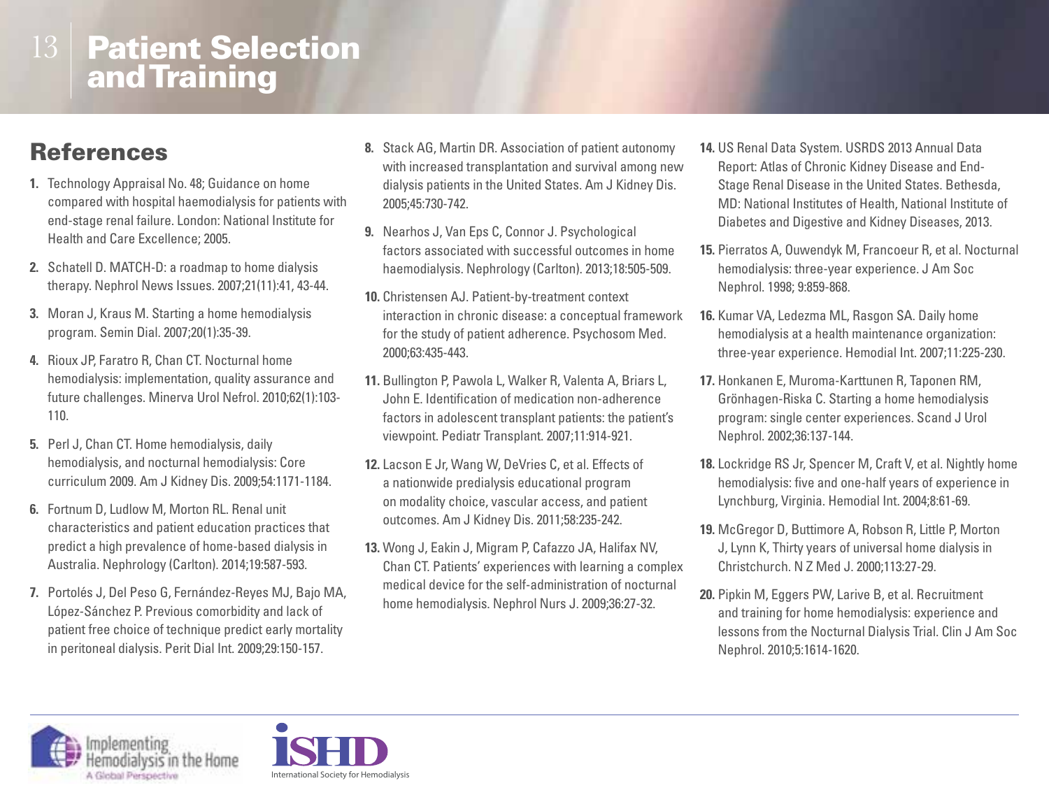# Patient Selection and Training

## References

1. Technology Appraisal No. 48; Guidance on home compared with hospital haemodialysis for patients with end-stage renal failure. London: National Institute for Health and Care Excellence; 2005.
2. Schatell D. MATCH-D: a roadmap to home dialysis therapy. Nephrol News Issues. 2007;21(11):41, 43-44.
3. Moran J, Kraus M. Starting a home hemodialysis program. Semin Dial. 2007;20(1):35-39.
4. Rioux JP, Faratro R, Chan CT. Nocturnal home hemodialysis: implementation, quality assurance and future challenges. Minerva Urol Nefrol. 2010;62(1):103-110.
5. Perl J, Chan CT. Home hemodialysis, daily hemodialysis, and nocturnal hemodialysis: Core curriculum 2009. Am J Kidney Dis. 2009;54:1171-1184.
6. Fortnum D, Ludlow M, Morton RL. Renal unit characteristics and patient education practices that predict a high prevalence of home-based dialysis in Australia. Nephrology (Carlton). 2014;19:587-593.
7. Portolés J, Del Peso G, Fernández-Reyes MJ, Bajo MA, López-Sánchez P. Previous comorbidity and lack of patient free choice of technique predict early mortality in peritoneal dialysis. Perit Dial Int. 2009;29:150-157.
8. Stack AG, Martin DR. Association of patient autonomy with increased transplantation and survival among new dialysis patients in the United States. Am J Kidney Dis. 2005;45:730-742.
9. Nearhos J, Van Eps C, Connor J. Psychological factors associated with successful outcomes in home haemodialysis. Nephrology (Carlton). 2013;18:505-509.
10. Christensen AJ. Patient-by-treatment context interaction in chronic disease: a conceptual framework for the study of patient adherence. Psychosom Med. 2000;63:435-443.
11. Bullington P, Pawola L, Walker R, Valenta A, Briars L, John E. Identification of medication non-adherence factors in adolescent transplant patients: the patient's viewpoint. Pediatr Transplant. 2007;11:914-921.
12. Lacson E Jr, Wang W, DeVries C, et al. Effects of a nationwide predialysis educational program on modality choice, vascular access, and patient outcomes. Am J Kidney Dis. 2011;58:235-242.
13. Wong J, Eakin J, Migram P, Cafazzo JA, Halifax NV, Chan CT. Patients' experiences with learning a complex medical device for the self-administration of nocturnal home hemodialysis. Nephrol Nurs J. 2009;36:27-32.
14. US Renal Data System. USRDS 2013 Annual Data Report: Atlas of Chronic Kidney Disease and End-Stage Renal Disease in the United States. Bethesda, MD: National Institutes of Health, National Institute of Diabetes and Digestive and Kidney Diseases, 2013.
15. Pierratos A, Ouwendyk M, Francoeur R, et al. Nocturnal hemodialysis: three-year experience. J Am Soc Nephrol. 1998; 9:859-868.
16. Kumar VA, Ledezma ML, Rasgon SA. Daily home hemodialysis at a health maintenance organization: three-year experience. Hemodial Int. 2007;11:225-230.
17. Honkanen E, Muroma-Karttunen R, Taponen RM, Grönhagen-Riska C. Starting a home hemodialysis program: single center experiences. Scand J Urol Nephrol. 2002;36:137-144.
18. Lockridge RS Jr, Spencer M, Craft V, et al. Nightly home hemodialysis: five and one-half years of experience in Lynchburg, Virginia. Hemodial Int. 2004;8:61-69.
19. McGregor D, Buttimore A, Robson R, Little P, Morton J, Lynn K, Thirty years of universal home dialysis in Christchurch. N Z Med J. 2000;113:27-29.
20. Pipkin M, Eggers PW, Larive B, et al. Recruitment and training for home hemodialysis: experience and lessons from the Nocturnal Dialysis Trial. Clin J Am Soc Nephrol. 2010;5:1614-1620.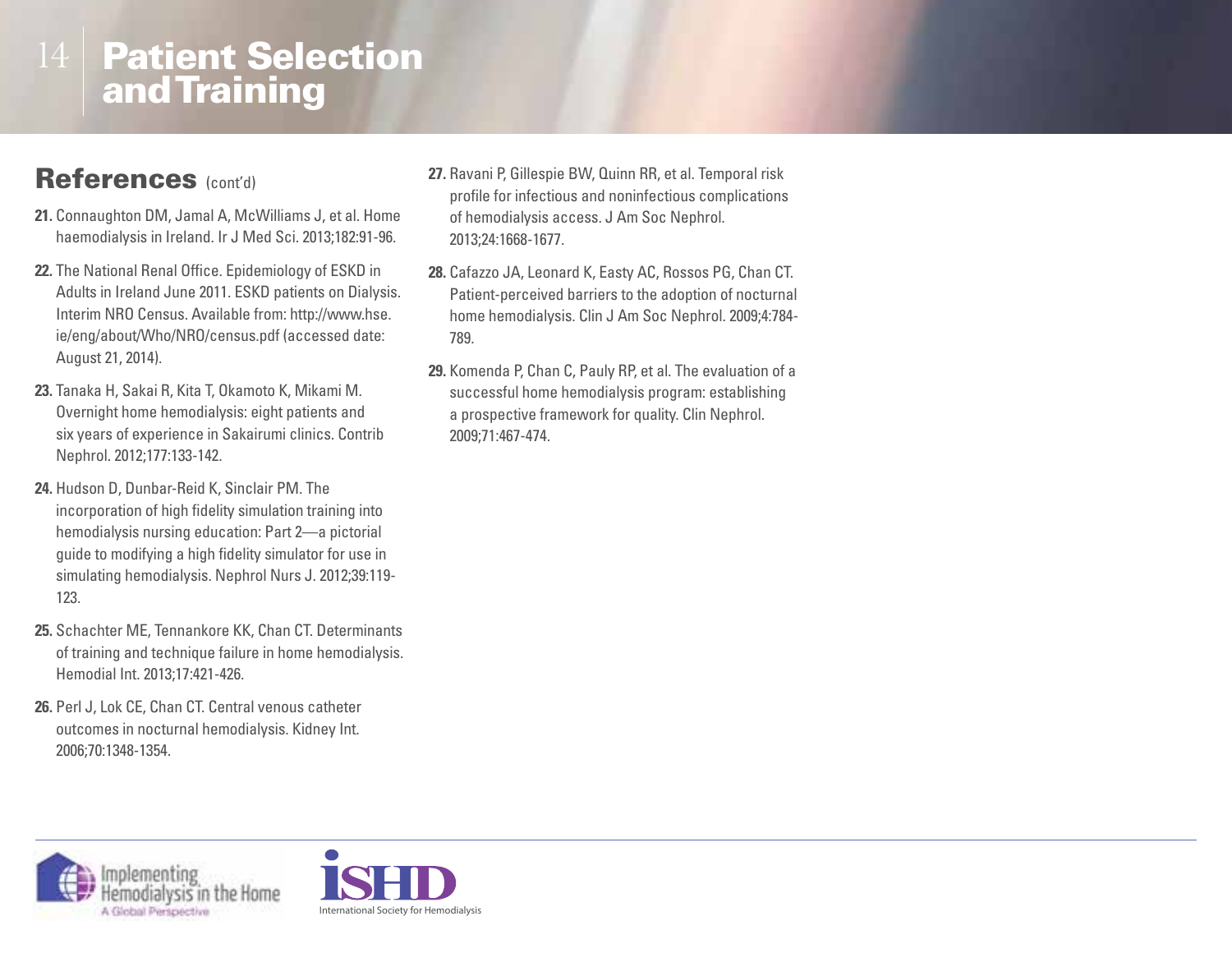## References (cont'd)

21. Connaughton DM, Jamal A, McWilliams J, et al. Home haemodialysis in Ireland. Ir J Med Sci. 2013;182:91-96.

22. The National Renal Office. Epidemiology of ESKD in Adults in Ireland June 2011. ESKD patients on Dialysis. Interim NRO Census. Available from: http://www.hse.ie/eng/about/Who/NRO/census.pdf (accessed date: August 21, 2014).

23. Tanaka H, Sakai R, Kita T, Okamoto K, Mikami M. Overnight home hemodialysis: eight patients and six years of experience in Sakairumi clinics. Contrib Nephrol. 2012;177:133-142.

24. Hudson D, Dunbar-Reid K, Sinclair PM. The incorporation of high fidelity simulation training into hemodialysis nursing education: Part 2—a pictorial guide to modifying a high fidelity simulator for use in simulating hemodialysis. Nephrol Nurs J. 2012;39:119-123.

25. Schachter ME, Tennankore KK, Chan CT. Determinants of training and technique failure in home hemodialysis. Hemodial Int. 2013;17:421-426.

26. Perl J, Lok CE, Chan CT. Central venous catheter outcomes in nocturnal hemodialysis. Kidney Int. 2006;70:1348-1354.

27. Ravani P, Gillespie BW, Quinn RR, et al. Temporal risk profile for infectious and noninfectious complications of hemodialysis access. J Am Soc Nephrol. 2013;24:1668-1677.

28. Cafazzo JA, Leonard K, Easty AC, Rossos PG, Chan CT. Patient-perceived barriers to the adoption of nocturnal home hemodialysis. Clin J Am Soc Nephrol. 2009;4:784-789.

29. Komenda P, Chan C, Pauly RP, et al. The evaluation of a successful home hemodialysis program: establishing a prospective framework for quality. Clin Nephrol. 2009;71:467-474.